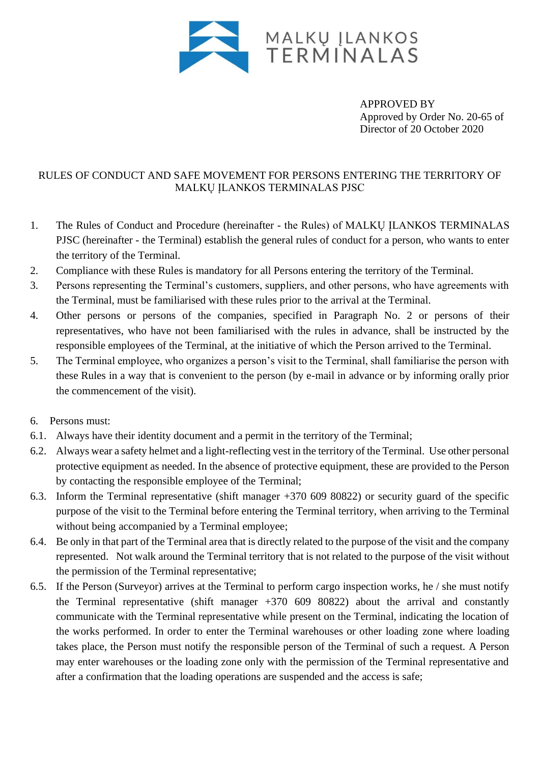MALKŲ ĮLANKOS TERMINALAS

APPROVED BY
Approved by Order No. 20-65 of Director of 20 October 2020

# RULES OF CONDUCT AND SAFE MOVEMENT FOR PERSONS ENTERING THE TERRITORY OF MALKŲ ĮLANKOS TERMINALAS PJSC

1. The Rules of Conduct and Procedure (hereinafter - the Rules) of MALKŲ ĮLANKOS TERMINALAS PJSC (hereinafter - the Terminal) establish the general rules of conduct for a person, who wants to enter the territory of the Terminal.
2. Compliance with these Rules is mandatory for all Persons entering the territory of the Terminal.
3. Persons representing the Terminal's customers, suppliers, and other persons, who have agreements with the Terminal, must be familiarised with these rules prior to the arrival at the Terminal.
4. Other persons or persons of the companies, specified in Paragraph No. 2 or persons of their representatives, who have not been familiarised with the rules in advance, shall be instructed by the responsible employees of the Terminal, at the initiative of which the Person arrived to the Terminal.
5. The Terminal employee, who organizes a person's visit to the Terminal, shall familiarise the person with these Rules in a way that is convenient to the person (by e-mail in advance or by informing orally prior the commencement of the visit).

6. Persons must:

6.1. Always have their identity document and a permit in the territory of the Terminal;

6.2. Always wear a safety helmet and a light-reflecting vest in the territory of the Terminal. Use other personal protective equipment as needed. In the absence of protective equipment, these are provided to the Person by contacting the responsible employee of the Terminal;

6.3. Inform the Terminal representative (shift manager +370 609 80822) or security guard of the specific purpose of the visit to the Terminal before entering the Terminal territory, when arriving to the Terminal without being accompanied by a Terminal employee;

6.4. Be only in that part of the Terminal area that is directly related to the purpose of the visit and the company represented. Not walk around the Terminal territory that is not related to the purpose of the visit without the permission of the Terminal representative;

6.5. If the Person (Surveyor) arrives at the Terminal to perform cargo inspection works, he / she must notify the Terminal representative (shift manager +370 609 80822) about the arrival and constantly communicate with the Terminal representative while present on the Terminal, indicating the location of the works performed. In order to enter the Terminal warehouses or other loading zone where loading takes place, the Person must notify the responsible person of the Terminal of such a request. A Person may enter warehouses or the loading zone only with the permission of the Terminal representative and after a confirmation that the loading operations are suspended and the access is safe;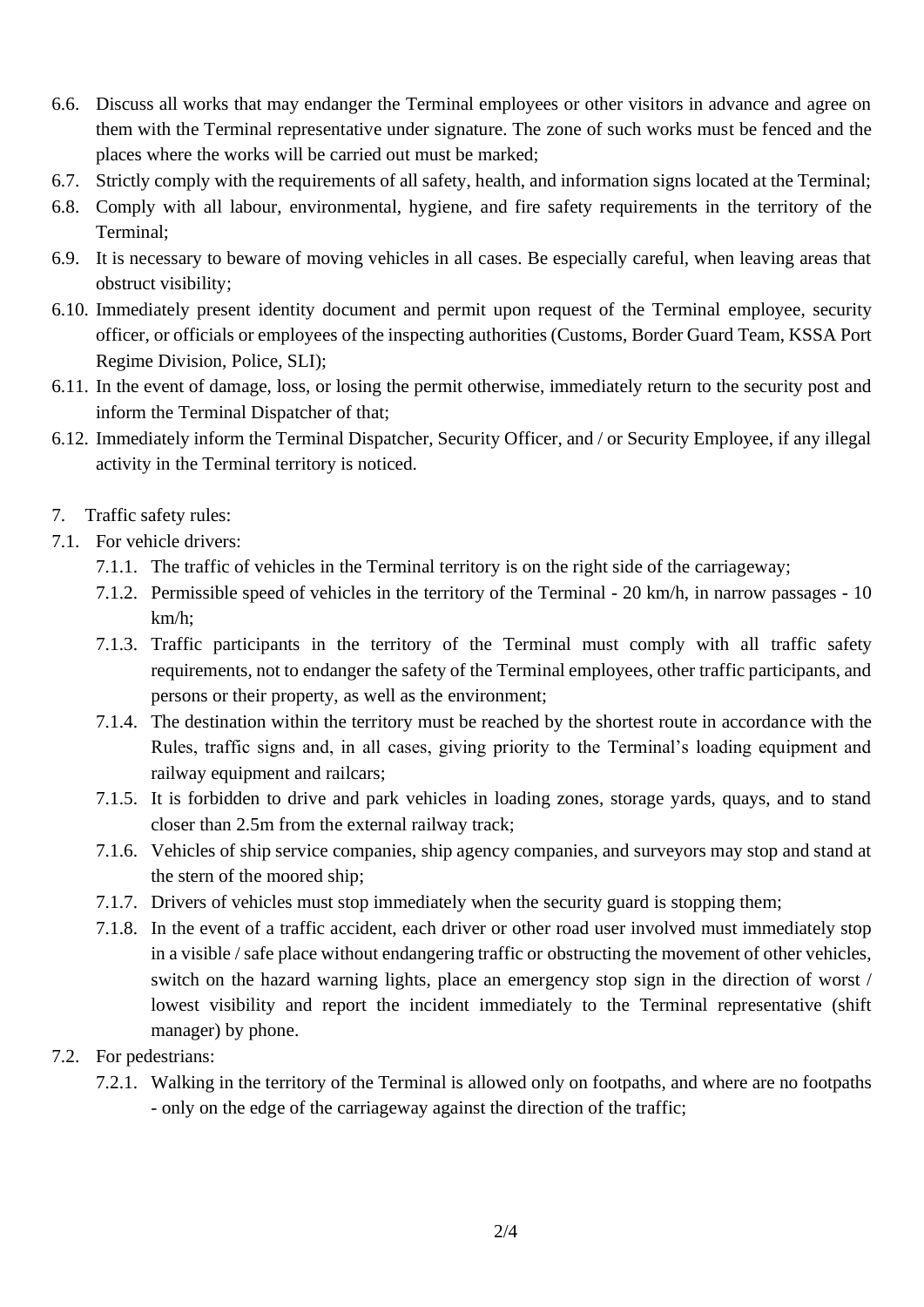6.6. Discuss all works that may endanger the Terminal employees or other visitors in advance and agree on them with the Terminal representative under signature. The zone of such works must be fenced and the places where the works will be carried out must be marked;

6.7. Strictly comply with the requirements of all safety, health, and information signs located at the Terminal;

6.8. Comply with all labour, environmental, hygiene, and fire safety requirements in the territory of the Terminal;

6.9. It is necessary to beware of moving vehicles in all cases. Be especially careful, when leaving areas that obstruct visibility;

6.10. Immediately present identity document and permit upon request of the Terminal employee, security officer, or officials or employees of the inspecting authorities (Customs, Border Guard Team, KSSA Port Regime Division, Police, SLI);

6.11. In the event of damage, loss, or losing the permit otherwise, immediately return to the security post and inform the Terminal Dispatcher of that;

6.12. Immediately inform the Terminal Dispatcher, Security Officer, and / or Security Employee, if any illegal activity in the Terminal territory is noticed.

7. Traffic safety rules:

7.1. For vehicle drivers:

- 7.1.1. The traffic of vehicles in the Terminal territory is on the right side of the carriageway;
- 7.1.2. Permissible speed of vehicles in the territory of the Terminal - 20 km/h, in narrow passages - 10 km/h;
- 7.1.3. Traffic participants in the territory of the Terminal must comply with all traffic safety requirements, not to endanger the safety of the Terminal employees, other traffic participants, and persons or their property, as well as the environment;
- 7.1.4. The destination within the territory must be reached by the shortest route in accordance with the Rules, traffic signs and, in all cases, giving priority to the Terminal's loading equipment and railway equipment and railcars;
- 7.1.5. It is forbidden to drive and park vehicles in loading zones, storage yards, quays, and to stand closer than 2.5m from the external railway track;
- 7.1.6. Vehicles of ship service companies, ship agency companies, and surveyors may stop and stand at the stern of the moored ship;
- 7.1.7. Drivers of vehicles must stop immediately when the security guard is stopping them;
- 7.1.8. In the event of a traffic accident, each driver or other road user involved must immediately stop in a visible / safe place without endangering traffic or obstructing the movement of other vehicles, switch on the hazard warning lights, place an emergency stop sign in the direction of worst / lowest visibility and report the incident immediately to the Terminal representative (shift manager) by phone.

7.2. For pedestrians:

- 7.2.1. Walking in the territory of the Terminal is allowed only on footpaths, and where are no footpaths - only on the edge of the carriageway against the direction of the traffic;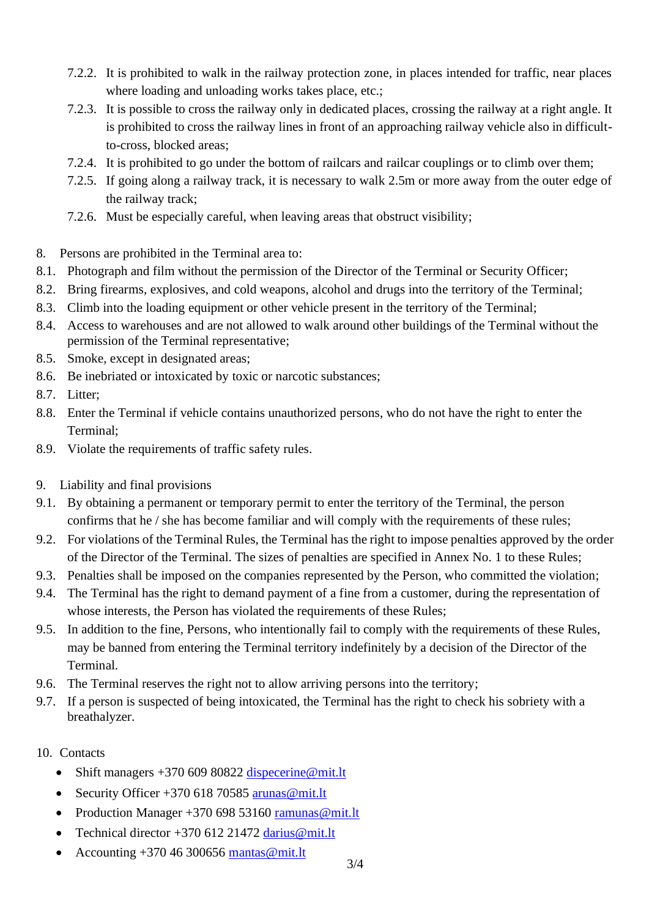7.2.2. It is prohibited to walk in the railway protection zone, in places intended for traffic, near places where loading and unloading works takes place, etc.;

7.2.3. It is possible to cross the railway only in dedicated places, crossing the railway at a right angle. It is prohibited to cross the railway lines in front of an approaching railway vehicle also in difficult-to-cross, blocked areas;

7.2.4. It is prohibited to go under the bottom of railcars and railcar couplings or to climb over them;

7.2.5. If going along a railway track, it is necessary to walk 2.5m or more away from the outer edge of the railway track;

7.2.6. Must be especially careful, when leaving areas that obstruct visibility;

8. Persons are prohibited in the Terminal area to:

8.1. Photograph and film without the permission of the Director of the Terminal or Security Officer;

8.2. Bring firearms, explosives, and cold weapons, alcohol and drugs into the territory of the Terminal;

8.3. Climb into the loading equipment or other vehicle present in the territory of the Terminal;

8.4. Access to warehouses and are not allowed to walk around other buildings of the Terminal without the permission of the Terminal representative;

8.5. Smoke, except in designated areas;

8.6. Be inebriated or intoxicated by toxic or narcotic substances;

8.7. Litter;

8.8. Enter the Terminal if vehicle contains unauthorized persons, who do not have the right to enter the Terminal;

8.9. Violate the requirements of traffic safety rules.

9. Liability and final provisions

9.1. By obtaining a permanent or temporary permit to enter the territory of the Terminal, the person confirms that he / she has become familiar and will comply with the requirements of these rules;

9.2. For violations of the Terminal Rules, the Terminal has the right to impose penalties approved by the order of the Director of the Terminal. The sizes of penalties are specified in Annex No. 1 to these Rules;

9.3. Penalties shall be imposed on the companies represented by the Person, who committed the violation;

9.4. The Terminal has the right to demand payment of a fine from a customer, during the representation of whose interests, the Person has violated the requirements of these Rules;

9.5. In addition to the fine, Persons, who intentionally fail to comply with the requirements of these Rules, may be banned from entering the Terminal territory indefinitely by a decision of the Director of the Terminal.

9.6. The Terminal reserves the right not to allow arriving persons into the territory;

9.7. If a person is suspected of being intoxicated, the Terminal has the right to check his sobriety with a breathalyzer.

10. Contacts

- Shift managers +370 609 80822 dispecerine@mit.lt
- Security Officer +370 618 70585 arunas@mit.lt
- Production Manager +370 698 53160 ramunas@mit.lt
- Technical director +370 612 21472 darius@mit.lt
- Accounting +370 46 300656 mantas@mit.lt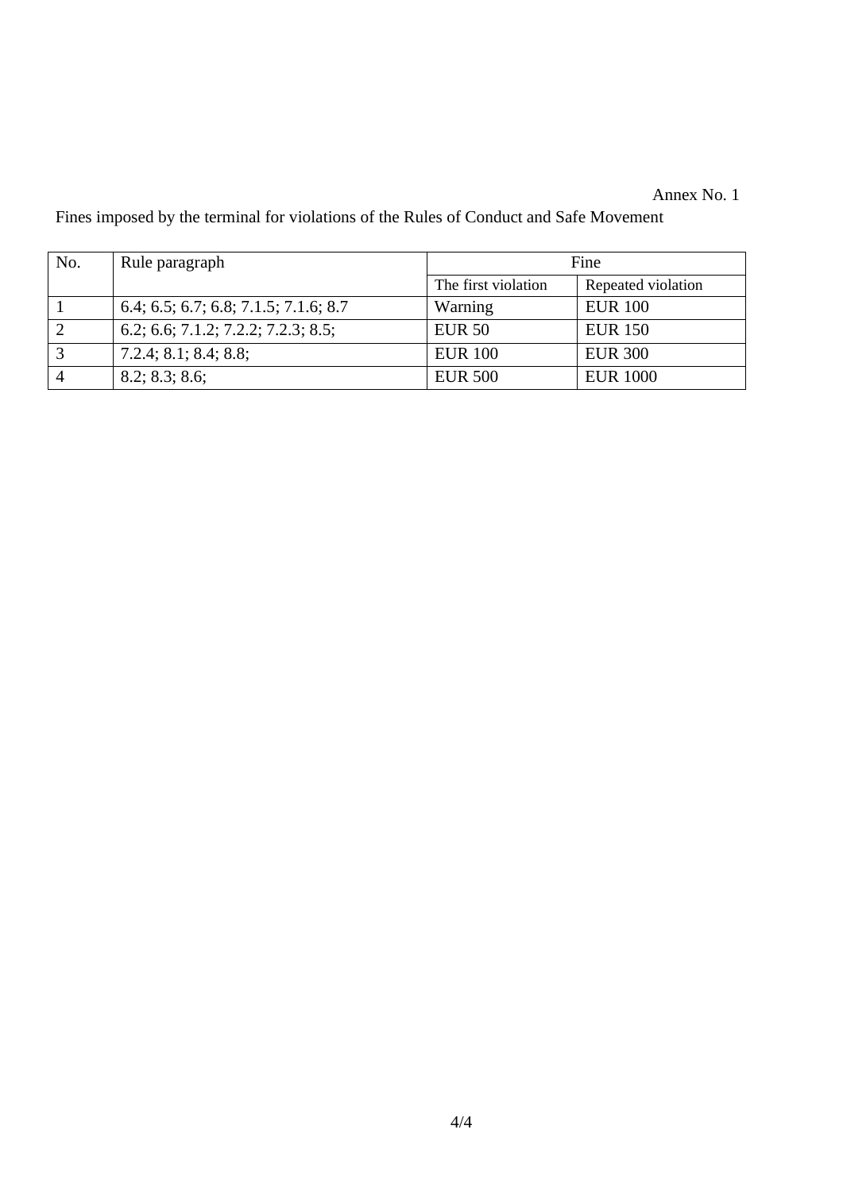Annex No. 1

Fines imposed by the terminal for violations of the Rules of Conduct and Safe Movement

| No. | Rule paragraph | Fine | |
|---|---|---|---|
| | | The first violation | Repeated violation |
| 1 | 6.4; 6.5; 6.7; 6.8; 7.1.5; 7.1.6; 8.7 | Warning | EUR 100 |
| 2 | 6.2; 6.6; 7.1.2; 7.2.2; 7.2.3; 8.5; | EUR 50 | EUR 150 |
| 3 | 7.2.4; 8.1; 8.4; 8.8; | EUR 100 | EUR 300 |
| 4 | 8.2; 8.3; 8.6; | EUR 500 | EUR 1000 |